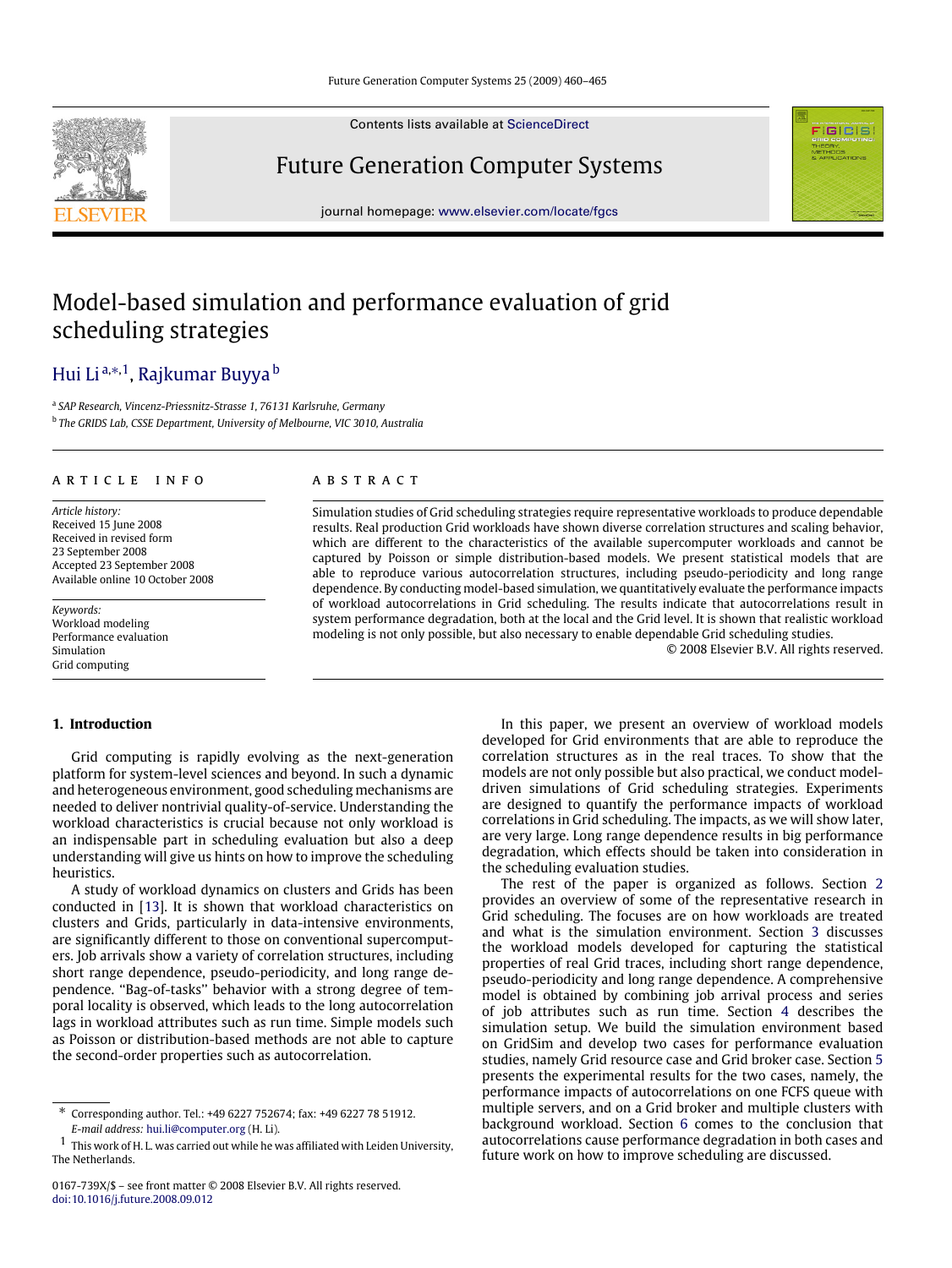Contents lists available at ScienceDirect

# Future Generation Computer Systems

journal homepage: www.elsevier.com/locate/fgcs

# Model-based simulation and performance evaluation of grid scheduling strategies

Hui Li [a,*,1], Rajkumar Buyya [b]

[a] SAP Research, Vincenz-Priessnitz-Strasse 1, 76131 Karlsruhe, Germany

[b] The GRIDS Lab, CSSE Department, University of Melbourne, VIC 3010, Australia

## ARTICLE INFO

*Article history:*
Received 15 June 2008
Received in revised form
23 September 2008
Accepted 23 September 2008
Available online 10 October 2008

*Keywords:*
Workload modeling
Performance evaluation
Simulation
Grid computing

## ABSTRACT

Simulation studies of Grid scheduling strategies require representative workloads to produce dependable results. Real production Grid workloads have shown diverse correlation structures and scaling behavior, which are different to the characteristics of the available supercomputer workloads and cannot be captured by Poisson or simple distribution-based models. We present statistical models that are able to reproduce various autocorrelation structures, including pseudo-periodicity and long range dependence. By conducting model-based simulation, we quantitatively evaluate the performance impacts of workload autocorrelations in Grid scheduling. The results indicate that autocorrelations result in system performance degradation, both at the local and the Grid level. It is shown that realistic workload modeling is not only possible, but also necessary to enable dependable Grid scheduling studies.

© 2008 Elsevier B.V. All rights reserved.

## 1. Introduction

Grid computing is rapidly evolving as the next-generation platform for system-level sciences and beyond. In such a dynamic and heterogeneous environment, good scheduling mechanisms are needed to deliver nontrivial quality-of-service. Understanding the workload characteristics is crucial because not only workload is an indispensable part in scheduling evaluation but also a deep understanding will give us hints on how to improve the scheduling heuristics.

A study of workload dynamics on clusters and Grids has been conducted in [13]. It is shown that workload characteristics on clusters and Grids, particularly in data-intensive environments, are significantly different to those on conventional supercomputers. Job arrivals show a variety of correlation structures, including short range dependence, pseudo-periodicity, and long range dependence. "Bag-of-tasks" behavior with a strong degree of temporal locality is observed, which leads to the long autocorrelation lags in workload attributes such as run time. Simple models such as Poisson or distribution-based methods are not able to capture the second-order properties such as autocorrelation.

In this paper, we present an overview of workload models developed for Grid environments that are able to reproduce the correlation structures as in the real traces. To show that the models are not only possible but also practical, we conduct model-driven simulations of Grid scheduling strategies. Experiments are designed to quantify the performance impacts of workload correlations in Grid scheduling. The impacts, as we will show later, are very large. Long range dependence results in big performance degradation, which effects should be taken into consideration in the scheduling evaluation studies.

The rest of the paper is organized as follows. Section 2 provides an overview of some of the representative research in Grid scheduling. The focuses are on how workloads are treated and what is the simulation environment. Section 3 discusses the workload models developed for capturing the statistical properties of real Grid traces, including short range dependence, pseudo-periodicity and long range dependence. A comprehensive model is obtained by combining job arrival process and series of job attributes such as run time. Section 4 describes the simulation setup. We build the simulation environment based on GridSim and develop two cases for performance evaluation studies, namely Grid resource case and Grid broker case. Section 5 presents the experimental results for the two cases, namely, the performance impacts of autocorrelations on one FCFS queue with multiple servers, and on a Grid broker and multiple clusters with background workload. Section 6 comes to the conclusion that autocorrelations cause performance degradation in both cases and future work on how to improve scheduling are discussed.

---

* Corresponding author. Tel.: +49 6227 752674; fax: +49 6227 78 51912.
*E-mail address:* hui.li@computer.org (H. Li).

1 This work of H. L. was carried out while he was affiliated with Leiden University, The Netherlands.

0167-739X/$ – see front matter © 2008 Elsevier B.V. All rights reserved.
doi:10.1016/j.future.2008.09.012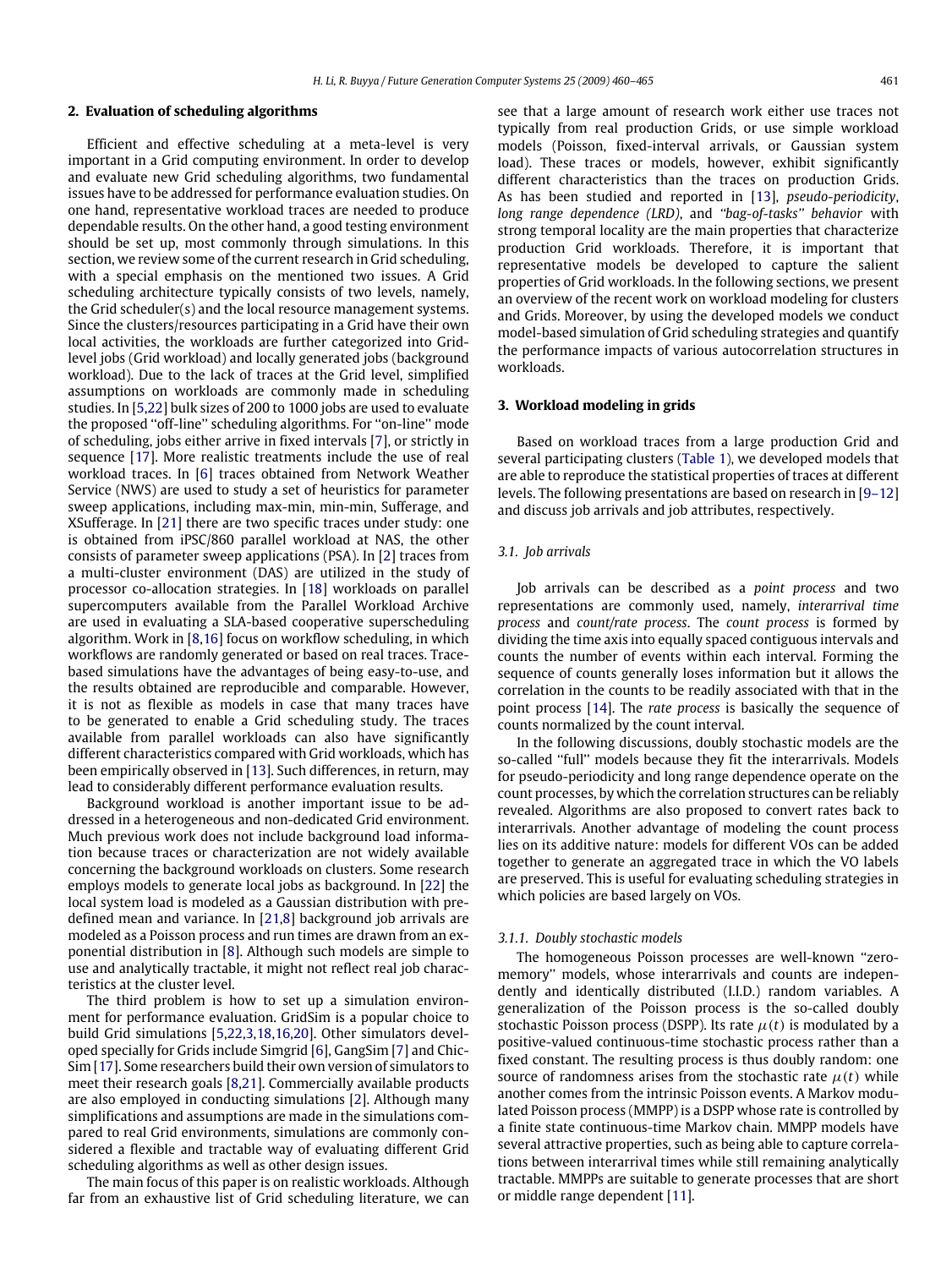## 2. Evaluation of scheduling algorithms

Efficient and effective scheduling at a meta-level is very important in a Grid computing environment. In order to develop and evaluate new Grid scheduling algorithms, two fundamental issues have to be addressed for performance evaluation studies. On one hand, representative workload traces are needed to produce dependable results. On the other hand, a good testing environment should be set up, most commonly through simulations. In this section, we review some of the current research in Grid scheduling, with a special emphasis on the mentioned two issues. A Grid scheduling architecture typically consists of two levels, namely, the Grid scheduler(s) and the local resource management systems. Since the clusters/resources participating in a Grid have their own local activities, the workloads are further categorized into Grid-level jobs (Grid workload) and locally generated jobs (background workload). Due to the lack of traces at the Grid level, simplified assumptions on workloads are commonly made in scheduling studies. In [5,22] bulk sizes of 200 to 1000 jobs are used to evaluate the proposed ''off-line'' scheduling algorithms. For ''on-line'' mode of scheduling, jobs either arrive in fixed intervals [7], or strictly in sequence [17]. More realistic treatments include the use of real workload traces. In [6] traces obtained from Network Weather Service (NWS) are used to study a set of heuristics for parameter sweep applications, including max-min, min-min, Sufferage, and XSufferage. In [21] there are two specific traces under study: one is obtained from iPSC/860 parallel workload at NAS, the other consists of parameter sweep applications (PSA). In [2] traces from a multi-cluster environment (DAS) are utilized in the study of processor co-allocation strategies. In [18] workloads on parallel supercomputers available from the Parallel Workload Archive are used in evaluating a SLA-based cooperative superscheduling algorithm. Work in [8,16] focus on workflow scheduling, in which workflows are randomly generated or based on real traces. Trace-based simulations have the advantages of being easy-to-use, and the results obtained are reproducible and comparable. However, it is not as flexible as models in case that many traces have to be generated to enable a Grid scheduling study. The traces available from parallel workloads can also have significantly different characteristics compared with Grid workloads, which has been empirically observed in [13]. Such differences, in return, may lead to considerably different performance evaluation results.

Background workload is another important issue to be addressed in a heterogeneous and non-dedicated Grid environment. Much previous work does not include background load information because traces or characterization are not widely available concerning the background workloads on clusters. Some research employs models to generate local jobs as background. In [22] the local system load is modeled as a Gaussian distribution with predefined mean and variance. In [21,8] background job arrivals are modeled as a Poisson process and run times are drawn from an exponential distribution in [8]. Although such models are simple to use and analytically tractable, it might not reflect real job characteristics at the cluster level.

The third problem is how to set up a simulation environment for performance evaluation. GridSim is a popular choice to build Grid simulations [5,22,3,18,16,20]. Other simulators developed specially for Grids include Simgrid [6], GangSim [7] and ChicSim [17]. Some researchers build their own version of simulators to meet their research goals [8,21]. Commercially available products are also employed in conducting simulations [2]. Although many simplifications and assumptions are made in the simulations compared to real Grid environments, simulations are commonly considered a flexible and tractable way of evaluating different Grid scheduling algorithms as well as other design issues.

The main focus of this paper is on realistic workloads. Although far from an exhaustive list of Grid scheduling literature, we can see that a large amount of research work either use traces not typically from real production Grids, or use simple workload models (Poisson, fixed-interval arrivals, or Gaussian system load). These traces or models, however, exhibit significantly different characteristics than the traces on production Grids. As has been studied and reported in [13], *pseudo-periodicity*, *long range dependence (LRD)*, and *''bag-of-tasks'' behavior* with strong temporal locality are the main properties that characterize production Grid workloads. Therefore, it is important that representative models be developed to capture the salient properties of Grid workloads. In the following sections, we present an overview of the recent work on workload modeling for clusters and Grids. Moreover, by using the developed models we conduct model-based simulation of Grid scheduling strategies and quantify the performance impacts of various autocorrelation structures in workloads.

## 3. Workload modeling in grids

Based on workload traces from a large production Grid and several participating clusters (Table 1), we developed models that are able to reproduce the statistical properties of traces at different levels. The following presentations are based on research in [9–12] and discuss job arrivals and job attributes, respectively.

### 3.1. Job arrivals

Job arrivals can be described as a *point process* and two representations are commonly used, namely, *interarrival time process* and *count/rate process*. The *count process* is formed by dividing the time axis into equally spaced contiguous intervals and counts the number of events within each interval. Forming the sequence of counts generally loses information but it allows the correlation in the counts to be readily associated with that in the point process [14]. The *rate process* is basically the sequence of counts normalized by the count interval.

In the following discussions, doubly stochastic models are the so-called ''full'' models because they fit the interarrivals. Models for pseudo-periodicity and long range dependence operate on the count processes, by which the correlation structures can be reliably revealed. Algorithms are also proposed to convert rates back to interarrivals. Another advantage of modeling the count process lies on its additive nature: models for different VOs can be added together to generate an aggregated trace in which the VO labels are preserved. This is useful for evaluating scheduling strategies in which policies are based largely on VOs.

#### 3.1.1. Doubly stochastic models

The homogeneous Poisson processes are well-known ''zero-memory'' models, whose interarrivals and counts are independently and identically distributed (I.I.D.) random variables. A generalization of the Poisson process is the so-called doubly stochastic Poisson process (DSPP). Its rate $\mu(t)$ is modulated by a positive-valued continuous-time stochastic process rather than a fixed constant. The resulting process is thus doubly random: one source of randomness arises from the stochastic rate $\mu(t)$ while another comes from the intrinsic Poisson events. A Markov modulated Poisson process (MMPP) is a DSPP whose rate is controlled by a finite state continuous-time Markov chain. MMPP models have several attractive properties, such as being able to capture correlations between interarrival times while still remaining analytically tractable. MMPPs are suitable to generate processes that are short or middle range dependent [11].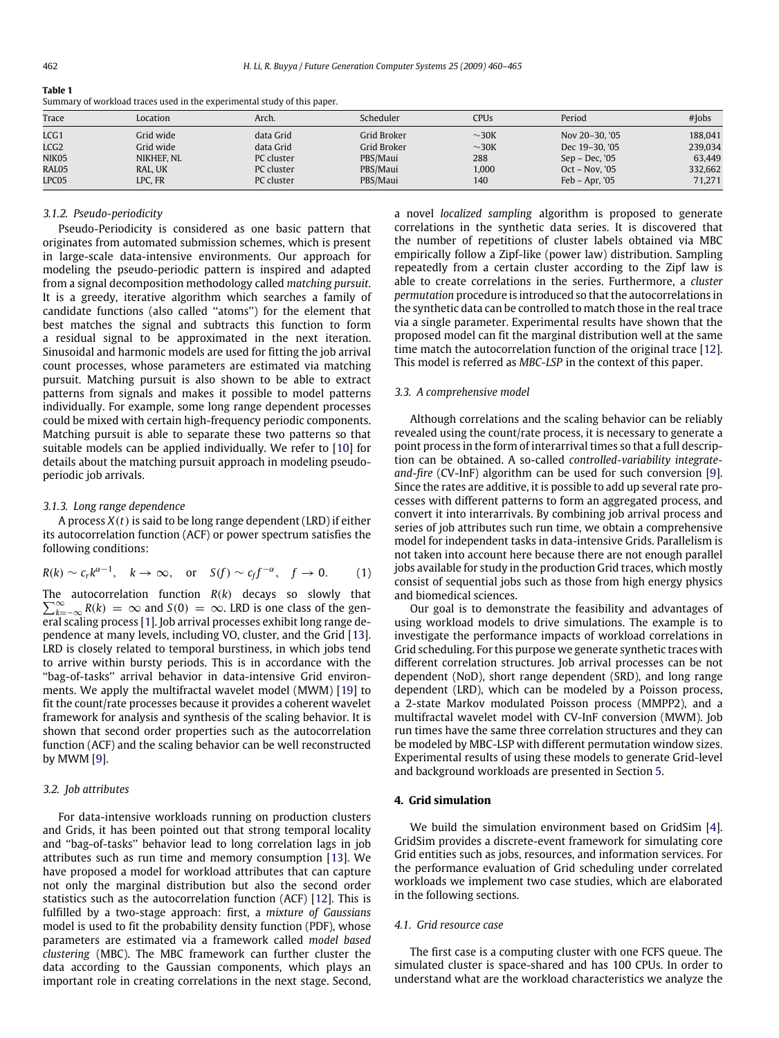**Table 1**
Summary of workload traces used in the experimental study of this paper.

| Trace | Location | Arch. | Scheduler | CPUs | Period | #Jobs |
|---|---|---|---|---|---|---|
| LCG1 | Grid wide | data Grid | Grid Broker | ~30K | Nov 20–30, '05 | 188,041 |
| LCG2 | Grid wide | data Grid | Grid Broker | ~30K | Dec 19–30, '05 | 239,034 |
| NIK05 | NIKHEF, NL | PC cluster | PBS/Maui | 288 | Sep – Dec, '05 | 63,449 |
| RAL05 | RAL, UK | PC cluster | PBS/Maui | 1,000 | Oct – Nov, '05 | 332,662 |
| LPC05 | LPC, FR | PC cluster | PBS/Maui | 140 | Feb – Apr, '05 | 71,271 |

#### 3.1.2. Pseudo-periodicity

Pseudo-Periodicity is considered as one basic pattern that originates from automated submission schemes, which is present in large-scale data-intensive environments. Our approach for modeling the pseudo-periodic pattern is inspired and adapted from a signal decomposition methodology called *matching pursuit*. It is a greedy, iterative algorithm which searches a family of candidate functions (also called "atoms") for the element that best matches the signal and subtracts this function to form a residual signal to be approximated in the next iteration. Sinusoidal and harmonic models are used for fitting the job arrival count processes, whose parameters are estimated via matching pursuit. Matching pursuit is also shown to be able to extract patterns from signals and makes it possible to model patterns individually. For example, some long range dependent processes could be mixed with certain high-frequency periodic components. Matching pursuit is able to separate these two patterns so that suitable models can be applied individually. We refer to [10] for details about the matching pursuit approach in modeling pseudo-periodic job arrivals.

#### 3.1.3. Long range dependence

A process $X(t)$ is said to be long range dependent (LRD) if either its autocorrelation function (ACF) or power spectrum satisfies the following conditions:

$$R(k) \sim c_r k^{\alpha-1}, \quad k \to \infty, \quad \text{or} \quad S(f) \sim c_f f^{-\alpha}, \quad f \to 0. \tag{1}$$

The autocorrelation function $R(k)$ decays so slowly that $\sum_{k=-\infty}^{\infty} R(k) = \infty$ and $S(0) = \infty$. LRD is one class of the general scaling process [1]. Job arrival processes exhibit long range dependence at many levels, including VO, cluster, and the Grid [13]. LRD is closely related to temporal burstiness, in which jobs tend to arrive within bursty periods. This is in accordance with the "bag-of-tasks" arrival behavior in data-intensive Grid environments. We apply the multifractal wavelet model (MWM) [19] to fit the count/rate processes because it provides a coherent wavelet framework for analysis and synthesis of the scaling behavior. It is shown that second order properties such as the autocorrelation function (ACF) and the scaling behavior can be well reconstructed by MWM [9].

### 3.2. Job attributes

For data-intensive workloads running on production clusters and Grids, it has been pointed out that strong temporal locality and "bag-of-tasks" behavior lead to long correlation lags in job attributes such as run time and memory consumption [13]. We have proposed a model for workload attributes that can capture not only the marginal distribution but also the second order statistics such as the autocorrelation function (ACF) [12]. This is fulfilled by a two-stage approach: first, a *mixture of Gaussians* model is used to fit the probability density function (PDF), whose parameters are estimated via a framework called *model based clustering* (MBC). The MBC framework can further cluster the data according to the Gaussian components, which plays an important role in creating correlations in the next stage. Second, a novel *localized sampling* algorithm is proposed to generate correlations in the synthetic data series. It is discovered that the number of repetitions of cluster labels obtained via MBC empirically follow a Zipf-like (power law) distribution. Sampling repeatedly from a certain cluster according to the Zipf law is able to create correlations in the series. Furthermore, a *cluster permutation* procedure is introduced so that the autocorrelations in the synthetic data can be controlled to match those in the real trace via a single parameter. Experimental results have shown that the proposed model can fit the marginal distribution well at the same time match the autocorrelation function of the original trace [12]. This model is referred as *MBC-LSP* in the context of this paper.

### 3.3. A comprehensive model

Although correlations and the scaling behavior can be reliably revealed using the count/rate process, it is necessary to generate a point process in the form of interarrival times so that a full description can be obtained. A so-called *controlled-variability integrate-and-fire* (CV-InF) algorithm can be used for such conversion [9]. Since the rates are additive, it is possible to add up several rate processes with different patterns to form an aggregated process, and convert it into interarrivals. By combining job arrival process and series of job attributes such run time, we obtain a comprehensive model for independent tasks in data-intensive Grids. Parallelism is not taken into account here because there are not enough parallel jobs available for study in the production Grid traces, which mostly consist of sequential jobs such as those from high energy physics and biomedical sciences.

Our goal is to demonstrate the feasibility and advantages of using workload models to drive simulations. The example is to investigate the performance impacts of workload correlations in Grid scheduling. For this purpose we generate synthetic traces with different correlation structures. Job arrival processes can be not dependent (NoD), short range dependent (SRD), and long range dependent (LRD), which can be modeled by a Poisson process, a 2-state Markov modulated Poisson process (MMPP2), and a multifractal wavelet model with CV-InF conversion (MWM). Job run times have the same three correlation structures and they can be modeled by MBC-LSP with different permutation window sizes. Experimental results of using these models to generate Grid-level and background workloads are presented in Section 5.

## 4. Grid simulation

We build the simulation environment based on GridSim [4]. GridSim provides a discrete-event framework for simulating core Grid entities such as jobs, resources, and information services. For the performance evaluation of Grid scheduling under correlated workloads we implement two case studies, which are elaborated in the following sections.

### 4.1. Grid resource case

The first case is a computing cluster with one FCFS queue. The simulated cluster is space-shared and has 100 CPUs. In order to understand what are the workload characteristics we analyze the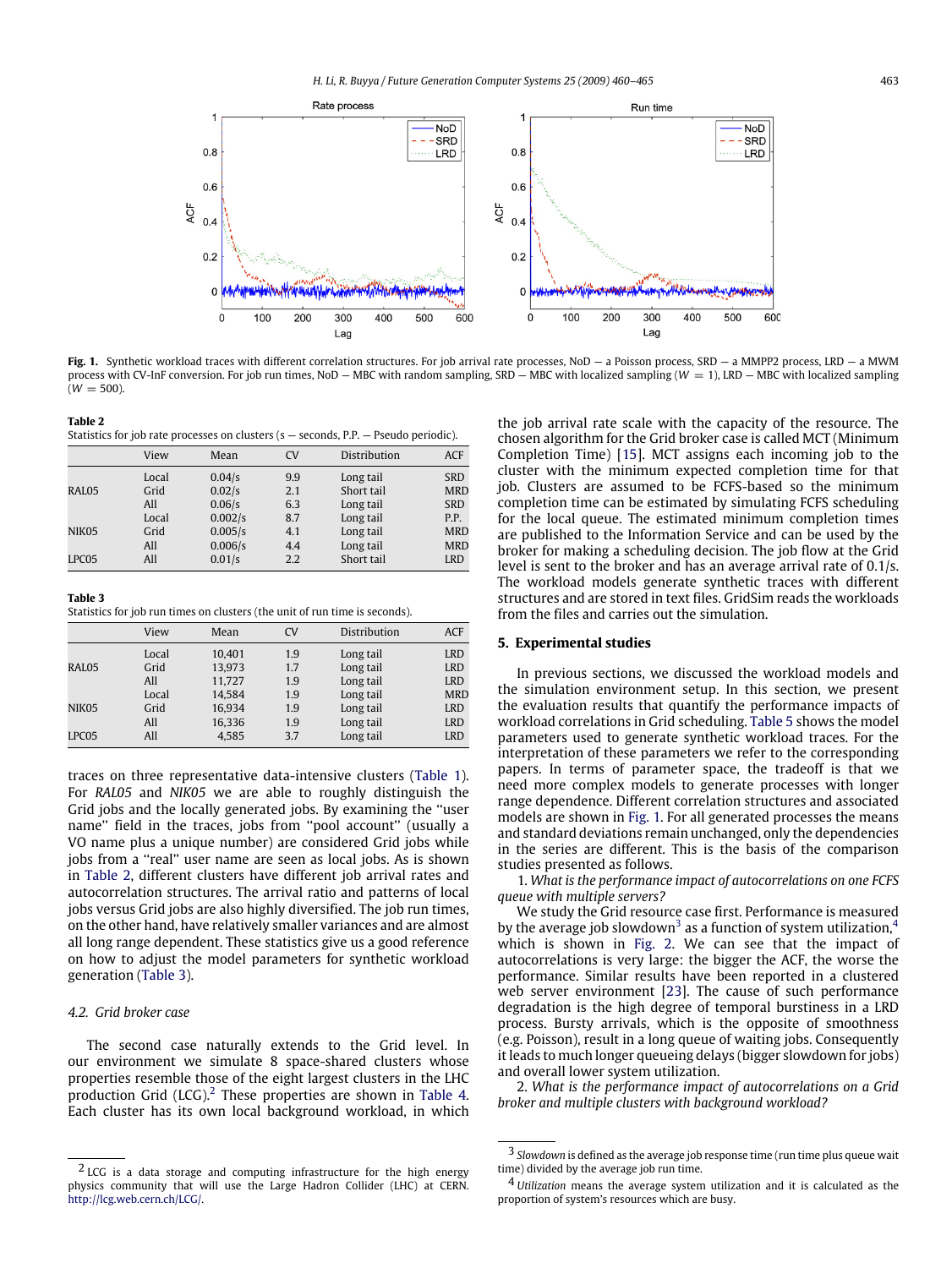**Fig. 1.** Synthetic workload traces with different correlation structures. For job arrival rate processes, NoD — a Poisson process, SRD — a MMPP2 process, LRD — a MWM process with CV-InF conversion. For job run times, NoD — MBC with random sampling, SRD — MBC with localized sampling ($W = 1$), LRD — MBC with localized sampling ($W = 500$).

**Table 2**
Statistics for job rate processes on clusters (s — seconds, P.P. — Pseudo periodic).

| | View | Mean | CV | Distribution | ACF |
|---|---|---|---|---|---|
| RAL05 | Local | 0.04/s | 9.9 | Long tail | SRD |
| | Grid | 0.02/s | 2.1 | Short tail | MRD |
| | All | 0.06/s | 6.3 | Long tail | SRD |
| NIK05 | Local | 0.002/s | 8.7 | Long tail | P.P. |
| | Grid | 0.005/s | 4.1 | Long tail | MRD |
| | All | 0.006/s | 4.4 | Long tail | MRD |
| LPC05 | All | 0.01/s | 2.2 | Short tail | LRD |

**Table 3**
Statistics for job run times on clusters (the unit of run time is seconds).

| | View | Mean | CV | Distribution | ACF |
|---|---|---|---|---|---|
| RAL05 | Local | 10,401 | 1.9 | Long tail | LRD |
| | Grid | 13,973 | 1.7 | Long tail | LRD |
| | All | 11,727 | 1.9 | Long tail | LRD |
| NIK05 | Local | 14,584 | 1.9 | Long tail | MRD |
| | Grid | 16,934 | 1.9 | Long tail | LRD |
| | All | 16,336 | 1.9 | Long tail | LRD |
| LPC05 | All | 4,585 | 3.7 | Long tail | LRD |

traces on three representative data-intensive clusters (Table 1). For *RAL05* and *NIK05* we are able to roughly distinguish the Grid jobs and the locally generated jobs. By examining the "user name" field in the traces, jobs from a "pool account" (usually a VO name plus a unique number) are considered Grid jobs while jobs from a "real" user name are seen as local jobs. As is shown in Table 2, different clusters have different job arrival rates and autocorrelation structures. The arrival ratio and patterns of local jobs versus Grid jobs are also highly diversified. The job run times, on the other hand, have relatively smaller variances and are almost all long range dependent. These statistics give us a good reference on how to adjust the model parameters for synthetic workload generation (Table 3).

### 4.2. Grid broker case

The second case naturally extends to the Grid level. In our environment we simulate 8 space-shared clusters whose properties resemble those of the eight largest clusters in the LHC production Grid (LCG).[2] These properties are shown in Table 4. Each cluster has its own local background workload, in which the job arrival rate scale with the capacity of the resource. The chosen algorithm for the Grid broker case is called MCT (Minimum Completion Time) [15]. MCT assigns each incoming job to the cluster with the minimum expected completion time for that job. Clusters are assumed to be FCFS-based so the minimum completion time can be estimated by simulating FCFS scheduling for the local queue. The estimated minimum completion times are published to the Information Service and can be used by the broker for making a scheduling decision. The job flow at the Grid level is sent to the broker and has an average arrival rate of 0.1/s. The workload models generate synthetic traces with different structures and are stored in text files. GridSim reads the workloads from the files and carries out the simulation.

## 5. Experimental studies

In previous sections, we discussed the workload models and the simulation environment setup. In this section, we present the evaluation results that quantify the performance impacts of workload correlations in Grid scheduling. Table 5 shows the model parameters used to generate synthetic workload traces. For the interpretation of these parameters we refer to the corresponding papers. In terms of parameter space, the tradeoff is that we need more complex models to generate processes with longer range dependence. Different correlation structures and associated models are shown in Fig. 1. For all generated processes the means and standard deviations remain unchanged, only the dependencies in the series are different. This is the basis of the comparison studies presented as follows.

1. *What is the performance impact of autocorrelations on one FCFS queue with multiple servers?*

We study the Grid resource case first. Performance is measured by the average job slowdown[3] as a function of system utilization,[4] which is shown in Fig. 2. We can see that the impact of autocorrelations is very large: the bigger the ACF, the worse the performance. Similar results have been reported in a clustered web server environment [23]. The cause of such performance degradation is the high degree of temporal burstiness in a LRD process. Bursty arrivals, which is the opposite of smoothness (e.g. Poisson), result in a long queue of waiting jobs. Consequently it leads to much longer queueing delays (bigger slowdown for jobs) and overall lower system utilization.

2. *What is the performance impact of autocorrelations on a Grid broker and multiple clusters with background workload?*

[2] LCG is a data storage and computing infrastructure for the high energy physics community that will use the Large Hadron Collider (LHC) at CERN. http://lcg.web.cern.ch/LCG/.

[3] *Slowdown* is defined as the average job response time (run time plus queue wait time) divided by the average job run time.

[4] *Utilization* means the average system utilization and it is calculated as the proportion of system's resources which are busy.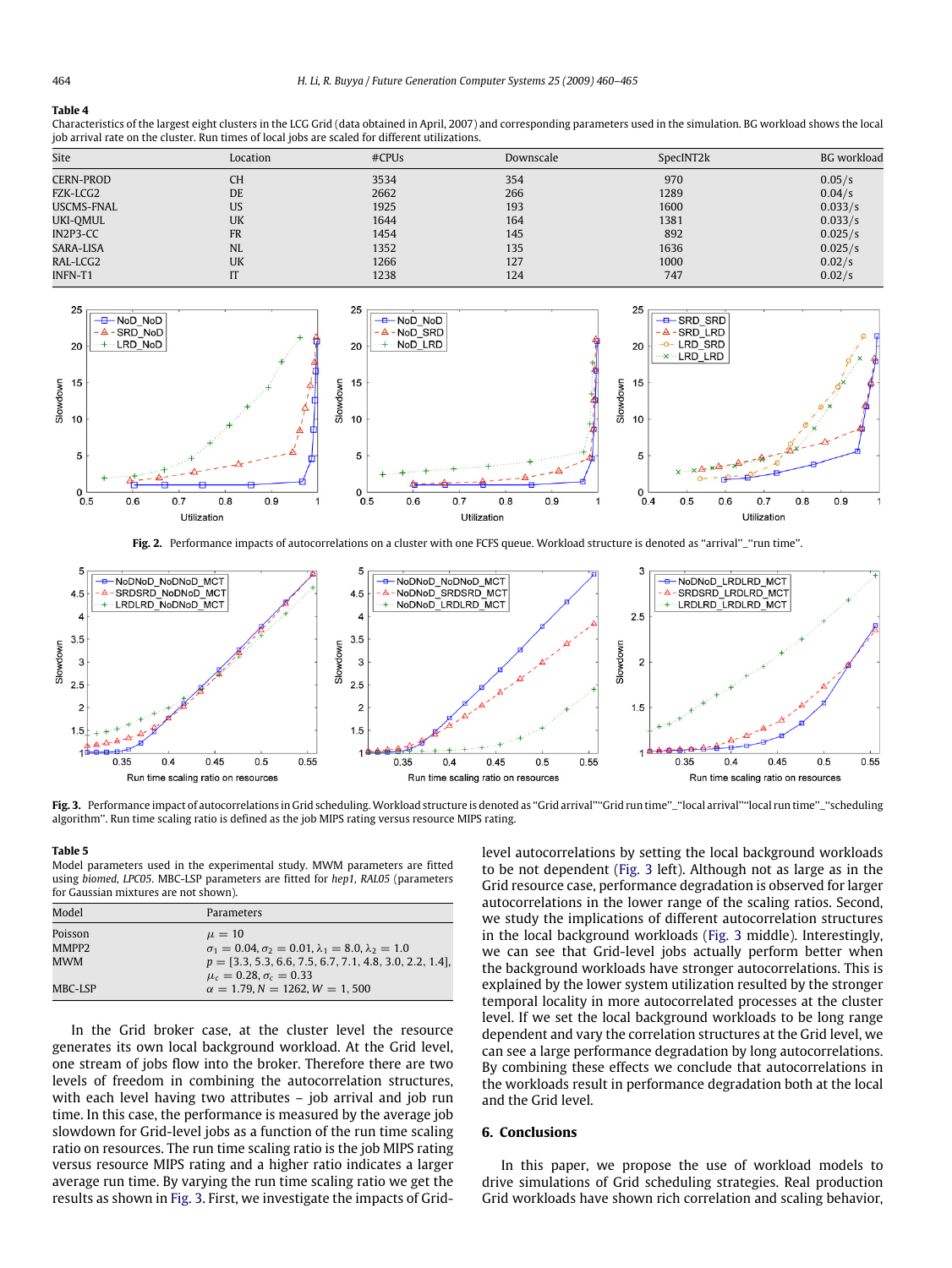**Table 4**
Characteristics of the largest eight clusters in the LCG Grid (data obtained in April, 2007) and corresponding parameters used in the simulation. BG workload shows the local job arrival rate on the cluster. Run times of local jobs are scaled for different utilizations.

| Site | Location | #CPUs | Downscale | SpecINT2k | BG workload |
|---|---|---|---|---|---|
| CERN-PROD | CH | 3534 | 354 | 970 | 0.05/s |
| FZK-LCG2 | DE | 2662 | 266 | 1289 | 0.04/s |
| USCMS-FNAL | US | 1925 | 193 | 1600 | 0.033/s |
| UKI-QMUL | UK | 1644 | 164 | 1381 | 0.033/s |
| IN2P3-CC | FR | 1454 | 145 | 892 | 0.025/s |
| SARA-LISA | NL | 1352 | 135 | 1636 | 0.025/s |
| RAL-LCG2 | UK | 1266 | 127 | 1000 | 0.02/s |
| INFN-T1 | IT | 1238 | 124 | 747 | 0.02/s |

**Fig. 2.** Performance impacts of autocorrelations on a cluster with one FCFS queue. Workload structure is denoted as "arrival"_"run time".

**Fig. 3.** Performance impact of autocorrelations in Grid scheduling. Workload structure is denoted as "Grid arrival""Grid run time"_"local arrival""local run time"_"scheduling algorithm". Run time scaling ratio is defined as the job MIPS rating versus resource MIPS rating.

**Table 5**
Model parameters used in the experimental study. MWM parameters are fitted using *biomed*, *LPC05*. MBC-LSP parameters are fitted for *hep1*, *RAL05* (parameters for Gaussian mixtures are not shown).

| Model | Parameters |
|---|---|
| Poisson | $\mu = 10$ |
| MMPP2 | $\sigma_1 = 0.04, \sigma_2 = 0.01, \lambda_1 = 8.0, \lambda_2 = 1.0$ |
| MWM | $p = [3.3, 5.3, 6.6, 7.5, 6.7, 7.1, 4.8, 3.0, 2.2, 1.4]$, $\mu_c = 0.28, \sigma_c = 0.33$ |
| MBC-LSP | $\alpha = 1.79, N = 1262, W = 1,500$ |

In the Grid broker case, at the cluster level the resource generates its own local background workload. At the Grid level, one stream of jobs flow into the broker. Therefore there are two levels of freedom in combining the autocorrelation structures, with each level having two attributes – job arrival and job run time. In this case, the performance is measured by the average job slowdown for Grid-level jobs as a function of the run time scaling ratio on resources. The run time scaling ratio is the job MIPS rating versus resource MIPS rating and a higher ratio indicates a larger average run time. By varying the run time scaling ratio we get the results as shown in Fig. 3. First, we investigate the impacts of Grid-level autocorrelations by setting the local background workloads to be not dependent (Fig. 3 left). Although not as large as in the Grid resource case, performance degradation is observed for larger autocorrelations in the lower range of the scaling ratios. Second, we study the implications of different autocorrelation structures in the local background workloads (Fig. 3 middle). Interestingly, we can see that Grid-level jobs actually perform better when the background workloads have stronger autocorrelations. This is explained by the lower system utilization resulted by the stronger temporal locality in more autocorrelated processes at the cluster level. If we set the local background workloads to be long range dependent and vary the correlation structures at the Grid level, we can see a large performance degradation by long autocorrelations. By combining these effects we conclude that autocorrelations in the workloads result in performance degradation both at the local and the Grid level.

## 6. Conclusions

In this paper, we propose the use of workload models to drive simulations of Grid scheduling strategies. Real production Grid workloads have shown rich correlation and scaling behavior,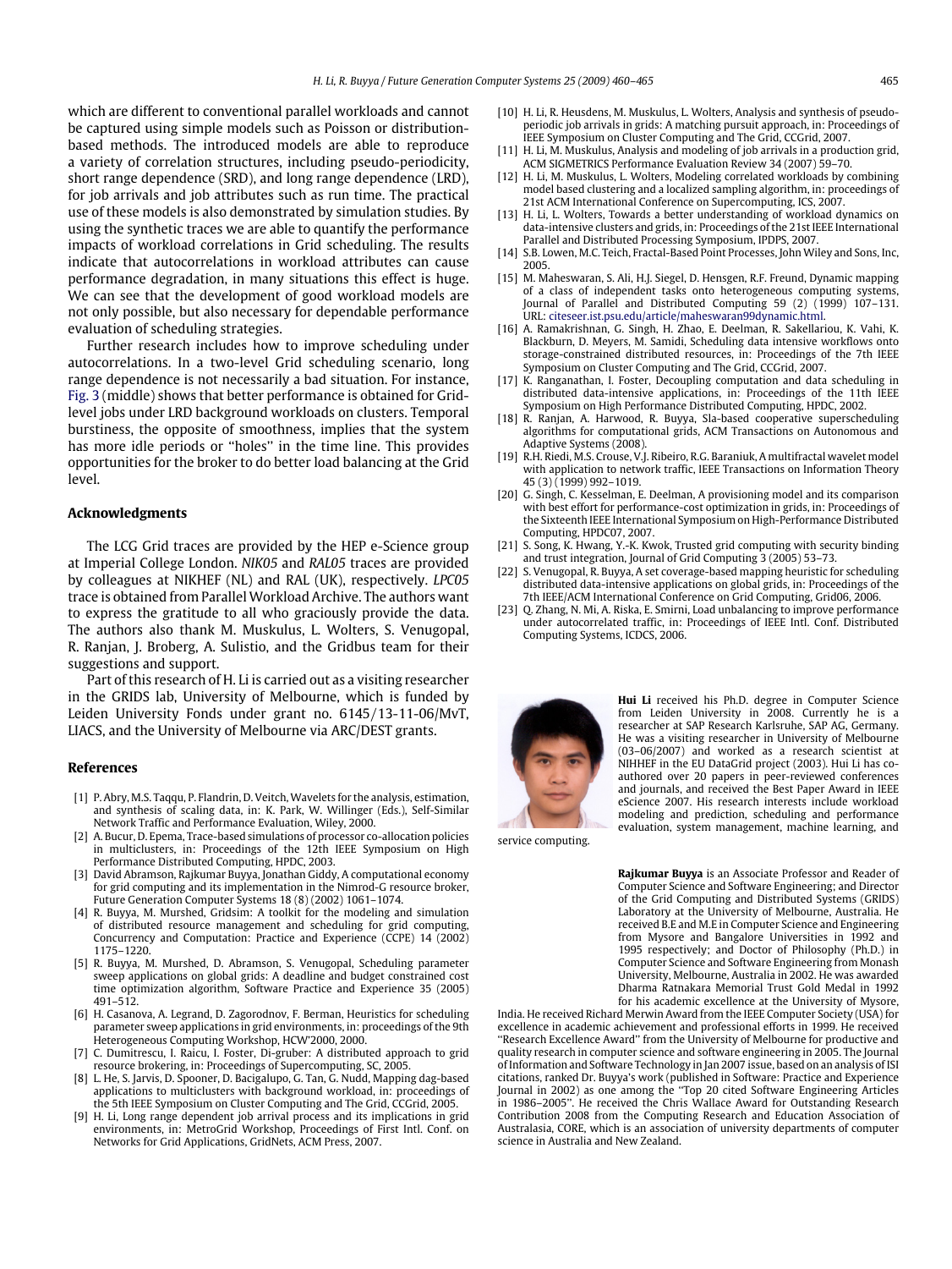which are different to conventional parallel workloads and cannot be captured using simple models such as Poisson or distribution-based methods. The introduced models are able to reproduce a variety of correlation structures, including pseudo-periodicity, short range dependence (SRD), and long range dependence (LRD), for job arrivals and job attributes such as run time. The practical use of these models is also demonstrated by simulation studies. By using the synthetic traces we are able to quantify the performance impacts of workload correlations in Grid scheduling. The results indicate that autocorrelations in workload attributes can cause performance degradation, in many situations this effect is huge. We can see that the development of good workload models are not only possible, but also necessary for dependable performance evaluation of scheduling strategies.

Further research includes how to improve scheduling under autocorrelations. In a two-level Grid scheduling scenario, long range dependence is not necessarily a bad situation. For instance, Fig. 3 (middle) shows that better performance is obtained for Grid-level jobs under LRD background workloads on clusters. Temporal burstiness, the opposite of smoothness, implies that the system has more idle periods or ''holes'' in the time line. This provides opportunities for the broker to do better load balancing at the Grid level.

## Acknowledgments

The LCG Grid traces are provided by the HEP e-Science group at Imperial College London. *NIK05* and *RAL05* traces are provided by colleagues at NIKHEF (NL) and RAL (UK), respectively. *LPC05* trace is obtained from Parallel Workload Archive. The authors want to express the gratitude to all who graciously provide the data. The authors also thank M. Muskulus, L. Wolters, S. Venugopal, R. Ranjan, J. Broberg, A. Sulistio, and the Gridbus team for their suggestions and support.

Part of this research of H. Li is carried out as a visiting researcher in the GRIDS lab, University of Melbourne, which is funded by Leiden University Fonds under grant no. 6145/13-11-06/MvT, LIACS, and the University of Melbourne via ARC/DEST grants.

## References

[1] P. Abry, M.S. Taqqu, P. Flandrin, D. Veitch, Wavelets for the analysis, estimation, and synthesis of scaling data, in: K. Park, W. Willinger (Eds.), Self-Similar Network Traffic and Performance Evaluation, Wiley, 2000.

[2] A. Bucur, D. Epema, Trace-based simulations of processor co-allocation policies in multiclusters, in: Proceedings of the 12th IEEE Symposium on High Performance Distributed Computing, HPDC, 2003.

[3] David Abramson, Rajkumar Buyya, Jonathan Giddy, A computational economy for grid computing and its implementation in the Nimrod-G resource broker, Future Generation Computer Systems 18 (8) (2002) 1061–1074.

[4] R. Buyya, M. Murshed, Gridsim: A toolkit for the modeling and simulation of distributed resource management and scheduling for grid computing, Concurrency and Computation: Practice and Experience (CCPE) 14 (2002) 1175–1220.

[5] R. Buyya, M. Murshed, D. Abramson, S. Venugopal, Scheduling parameter sweep applications on global grids: A deadline and budget constrained cost time optimization algorithm, Software Practice and Experience 35 (2005) 491–512.

[6] H. Casanova, A. Legrand, D. Zagorodnov, F. Berman, Heuristics for scheduling parameter sweep applications in grid environments, in: proceedings of the 9th Heterogeneous Computing Workshop, HCW'2000, 2000.

[7] C. Dumitrescu, I. Raicu, I. Foster, Di-gruber: A distributed approach to grid resource brokering, in: Proceedings of Supercomputing, SC, 2005.

[8] L. He, S. Jarvis, D. Spooner, D. Bacigalupo, G. Tan, G. Nudd, Mapping dag-based applications to multiclusters with background workload, in: proceedings of the 5th IEEE Symposium on Cluster Computing and The Grid, CCGrid, 2005.

[9] H. Li, Long range dependent job arrival process and its implications in grid environments, in: MetroGrid Workshop, Proceedings of First Intl. Conf. on Networks for Grid Applications, GridNets, ACM Press, 2007.

[10] H. Li, R. Heusdens, M. Muskulus, L. Wolters, Analysis and synthesis of pseudo-periodic job arrivals in grids: A matching pursuit approach, in: Proceedings of IEEE Symposium on Cluster Computing and The Grid, CCGrid, 2007.

[11] H. Li, M. Muskulus, Analysis and modeling of job arrivals in a production grid, ACM SIGMETRICS Performance Evaluation Review 34 (2007) 59–70.

[12] H. Li, M. Muskulus, L. Wolters, Modeling correlated workloads by combining model based clustering and a localized sampling algorithm, in: proceedings of 21st ACM International Conference on Supercomputing, ICS, 2007.

[13] H. Li, L. Wolters, Towards a better understanding of workload dynamics on data-intensive clusters and grids, in: Proceedings of the 21st IEEE International Parallel and Distributed Processing Symposium, IPDPS, 2007.

[14] S.B. Lowen, M.C. Teich, Fractal-Based Point Processes, John Wiley and Sons, Inc, 2005.

[15] M. Maheswaran, S. Ali, H.J. Siegel, D. Hensgen, R.F. Freund, Dynamic mapping of a class of independent tasks onto heterogeneous computing systems, Journal of Parallel and Distributed Computing 59 (2) (1999) 107–131. URL: citeseer.ist.psu.edu/article/maheswaran99dynamic.html.

[16] A. Ramakrishnan, G. Singh, H. Zhao, E. Deelman, R. Sakellariou, K. Vahi, K. Blackburn, D. Meyers, M. Samidi, Scheduling data intensive workflows onto storage-constrained distributed resources, in: Proceedings of the 7th IEEE Symposium on Cluster Computing and The Grid, CCGrid, 2007.

[17] K. Ranganathan, I. Foster, Decoupling computation and data scheduling in distributed data-intensive applications, in: Proceedings of the 11th IEEE Symposium on High Performance Distributed Computing, HPDC, 2002.

[18] R. Ranjan, A. Harwood, R. Buyya, Sla-based cooperative superscheduling algorithms for computational grids, ACM Transactions on Autonomous and Adaptive Systems (2008).

[19] R.H. Riedi, M.S. Crouse, V.J. Ribeiro, R.G. Baraniuk, A multifractal wavelet model with application to network traffic, IEEE Transactions on Information Theory 45 (3) (1999) 992–1019.

[20] G. Singh, C. Kesselman, E. Deelman, A provisioning model and its comparison with best effort for performance-cost optimization in grids, in: Proceedings of the Sixteenth IEEE International Symposium on High-Performance Distributed Computing, HPDC07, 2007.

[21] S. Song, K. Hwang, Y.-K. Kwok, Trusted grid computing with security binding and trust integration, Journal of Grid Computing 3 (2005) 53–73.

[22] S. Venugopal, R. Buyya, A set coverage-based mapping heuristic for scheduling distributed data-intensive applications on global grids, in: Proceedings of the 7th IEEE/ACM International Conference on Grid Computing, Grid06, 2006.

[23] Q. Zhang, N. Mi, A. Riska, E. Smirni, Load unbalancing to improve performance under autocorrelated traffic, in: Proceedings of IEEE Intl. Conf. Distributed Computing Systems, ICDCS, 2006.

**Hui Li** received his Ph.D. degree in Computer Science from Leiden University in 2008. Currently he is a researcher at SAP Research Karlsruhe, SAP AG, Germany. He was a visiting researcher in University of Melbourne (03–06/2007) and worked as a research scientist at NIHHEF in the EU DataGrid project (2003). Hui Li has co-authored over 20 papers in peer-reviewed conferences and journals, and received the Best Paper Award in IEEE eScience 2007. His research interests include workload modeling and prediction, scheduling and performance evaluation, system management, machine learning, and service computing.

**Rajkumar Buyya** is an Associate Professor and Reader of Computer Science and Software Engineering; and Director of the Grid Computing and Distributed Systems (GRIDS) Laboratory at the University of Melbourne, Australia. He received B.E and M.E in Computer Science and Engineering from Mysore and Bangalore Universities in 1992 and 1995 respectively; and Doctor of Philosophy (Ph.D.) in Computer Science and Software Engineering from Monash University, Melbourne, Australia in 2002. He was awarded Dharma Ratnakara Memorial Trust Gold Medal in 1992 for his academic excellence at the University of Mysore, India. He received Richard Merwin Award from the IEEE Computer Society (USA) for excellence in academic achievement and professional efforts in 1999. He received ''Research Excellence Award'' from the University of Melbourne for productive and quality research in computer science and software engineering in 2005. The Journal of Information and Software Technology in Jan 2007 issue, based on an analysis of ISI citations, ranked Dr. Buyya's work (published in Software: Practice and Experience Journal in 2002) as one among the ''Top 20 cited Software Engineering Articles in 1986–2005''. He received the Chris Wallace Award for Outstanding Research Contribution 2008 from the Computing Research and Education Association of Australasia, CORE, which is an association of university departments of computer science in Australia and New Zealand.